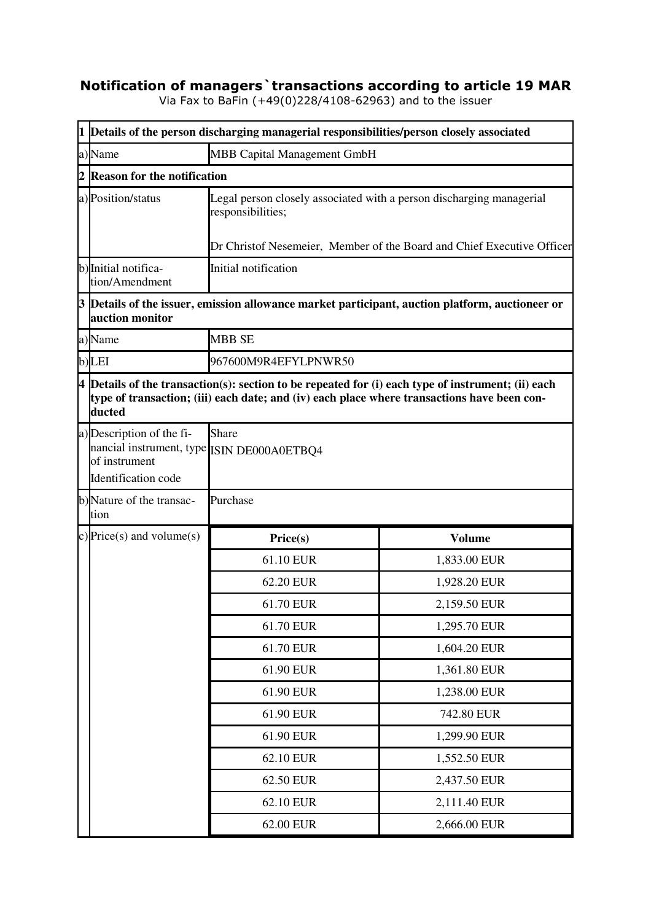# Notification of managers`transactions according to article 19 MAR

Via Fax to BaFin (+49(0)228/4108-62963) and to the issuer

| | | | |
|---|---|---|---|
| **1** | **Details of the person discharging managerial responsibilities/person closely associated** | | |
| a) | Name | MBB Capital Management GmbH | |
| **2** | **Reason for the notification** | | |
| a) | Position/status | Legal person closely associated with a person discharging managerial responsibilities;<br><br>Dr Christof Nesemeier, Member of the Board and Chief Executive Officer | |
| b) | Initial notification/Amendment | Initial notification | |
| **3** | **Details of the issuer, emission allowance market participant, auction platform, auctioneer or auction monitor** | | |
| a) | Name | MBB SE | |
| b) | LEI | 967600M9R4EFYLPNWR50 | |
| **4** | **Details of the transaction(s): section to be repeated for (i) each type of instrument; (ii) each type of transaction; (iii) each date; and (iv) each place where transactions have been conducted** | | |
| a) | Description of the financial instrument, type of instrument<br>Identification code | Share<br>ISIN DE000A0ETBQ4 | |
| b) | Nature of the transaction | Purchase | |
| c) | Price(s) and volume(s) | **Price(s)** | **Volume** |
| | | 61.10 EUR | 1,833.00 EUR |
| | | 62.20 EUR | 1,928.20 EUR |
| | | 61.70 EUR | 2,159.50 EUR |
| | | 61.70 EUR | 1,295.70 EUR |
| | | 61.70 EUR | 1,604.20 EUR |
| | | 61.90 EUR | 1,361.80 EUR |
| | | 61.90 EUR | 1,238.00 EUR |
| | | 61.90 EUR | 742.80 EUR |
| | | 61.90 EUR | 1,299.90 EUR |
| | | 62.10 EUR | 1,552.50 EUR |
| | | 62.50 EUR | 2,437.50 EUR |
| | | 62.10 EUR | 2,111.40 EUR |
| | | 62.00 EUR | 2,666.00 EUR |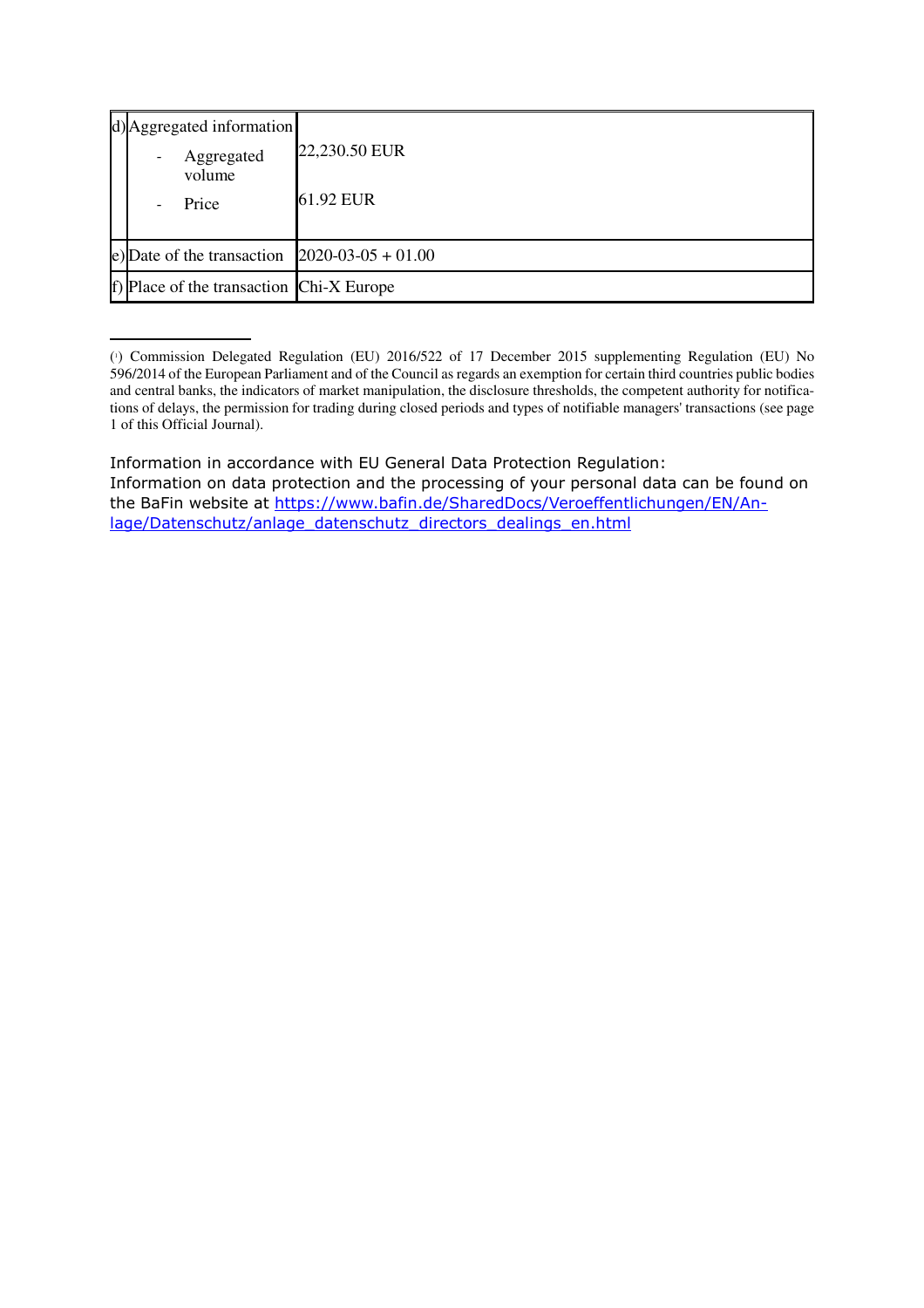| | | |
|---|---|---|
| d) | Aggregated information<br>- Aggregated volume<br>- Price | 22,230.50 EUR<br><br>61.92 EUR |
| e) | Date of the transaction | 2020-03-05 + 01.00 |
| f) | Place of the transaction | Chi-X Europe |

---

(1) Commission Delegated Regulation (EU) 2016/522 of 17 December 2015 supplementing Regulation (EU) No 596/2014 of the European Parliament and of the Council as regards an exemption for certain third countries public bodies and central banks, the indicators of market manipulation, the disclosure thresholds, the competent authority for notifications of delays, the permission for trading during closed periods and types of notifiable managers' transactions (see page 1 of this Official Journal).

Information in accordance with EU General Data Protection Regulation:
Information on data protection and the processing of your personal data can be found on the BaFin website at https://www.bafin.de/SharedDocs/Veroeffentlichungen/EN/Anlage/Datenschutz/anlage_datenschutz_directors_dealings_en.html